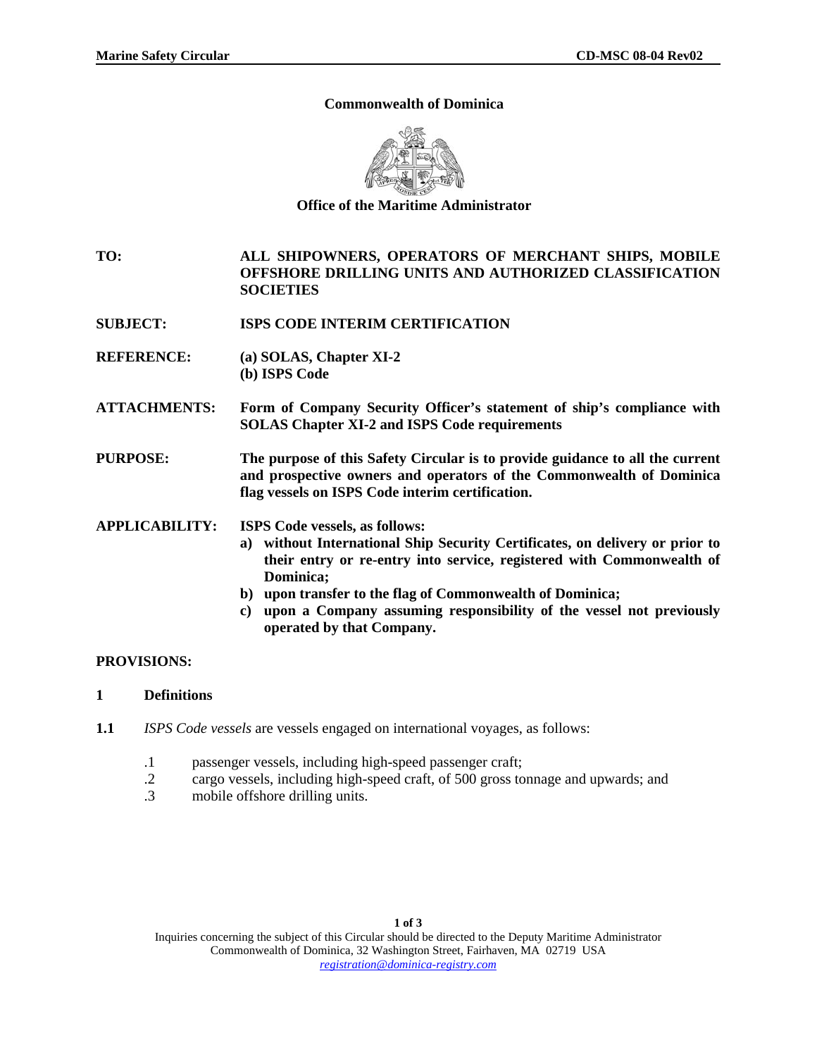**Commonwealth of Dominica**

**Office of the Maritime Administrator**

| | |
|---|---|
| **TO:** | **ALL SHIPOWNERS, OPERATORS OF MERCHANT SHIPS, MOBILE OFFSHORE DRILLING UNITS AND AUTHORIZED CLASSIFICATION SOCIETIES** |
| **SUBJECT:** | **ISPS CODE INTERIM CERTIFICATION** |
| **REFERENCE:** | **(a) SOLAS, Chapter XI-2**<br>**(b) ISPS Code** |
| **ATTACHMENTS:** | **Form of Company Security Officer's statement of ship's compliance with SOLAS Chapter XI-2 and ISPS Code requirements** |
| **PURPOSE:** | **The purpose of this Safety Circular is to provide guidance to all the current and prospective owners and operators of the Commonwealth of Dominica flag vessels on ISPS Code interim certification.** |
| **APPLICABILITY:** | **ISPS Code vessels, as follows:**<br>**a) without International Ship Security Certificates, on delivery or prior to their entry or re-entry into service, registered with Commonwealth of Dominica;**<br>**b) upon transfer to the flag of Commonwealth of Dominica;**<br>**c) upon a Company assuming responsibility of the vessel not previously operated by that Company.** |

**PROVISIONS:**

## 1 Definitions

**1.1** *ISPS Code vessels* are vessels engaged on international voyages, as follows:

- .1 passenger vessels, including high-speed passenger craft;
- .2 cargo vessels, including high-speed craft, of 500 gross tonnage and upwards; and
- .3 mobile offshore drilling units.

Inquiries concerning the subject of this Circular should be directed to the Deputy Maritime Administrator
Commonwealth of Dominica, 32 Washington Street, Fairhaven, MA 02719 USA
*registration@dominica-registry.com*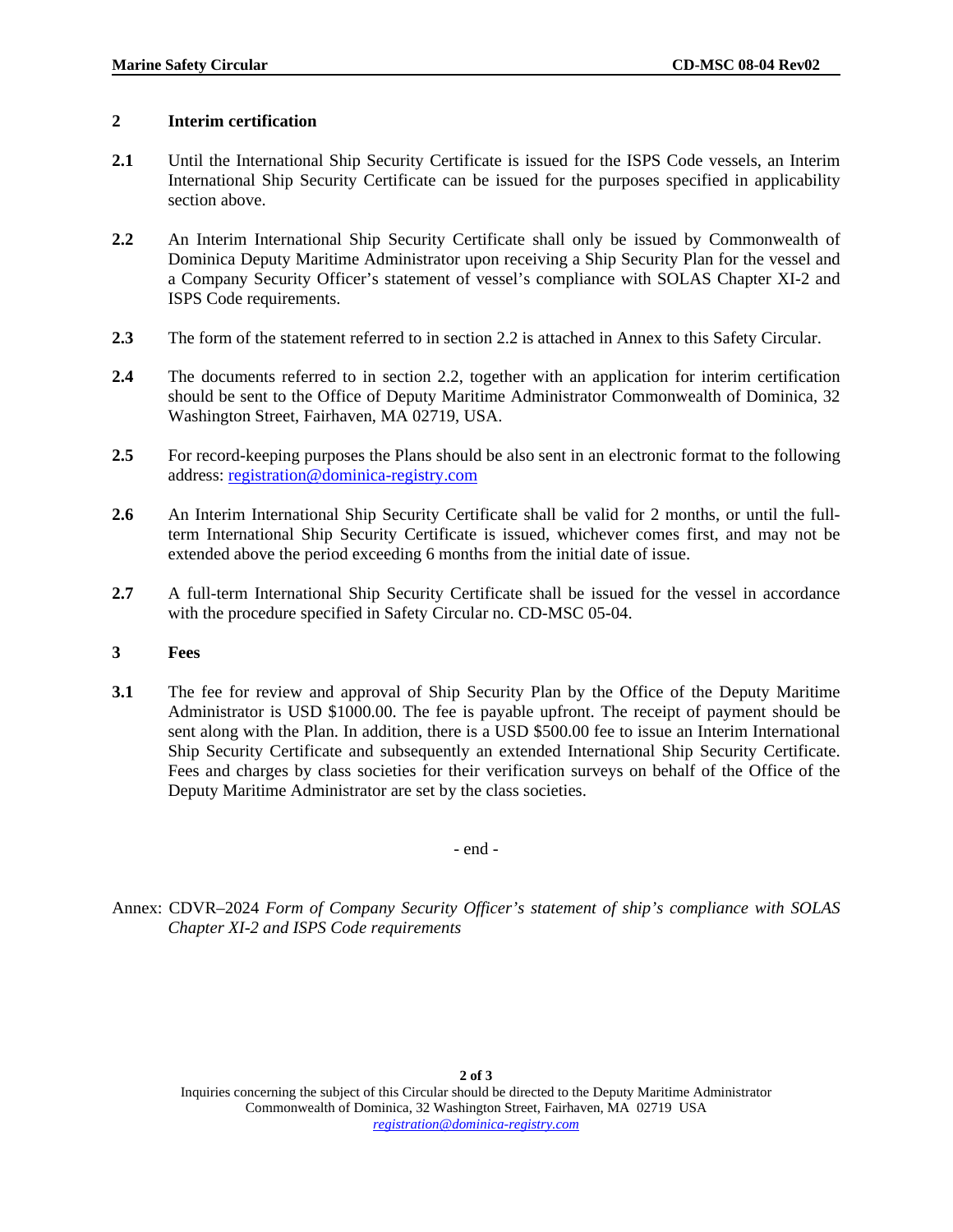## 2 Interim certification

**2.1** Until the International Ship Security Certificate is issued for the ISPS Code vessels, an Interim International Ship Security Certificate can be issued for the purposes specified in applicability section above.

**2.2** An Interim International Ship Security Certificate shall only be issued by Commonwealth of Dominica Deputy Maritime Administrator upon receiving a Ship Security Plan for the vessel and a Company Security Officer's statement of vessel's compliance with SOLAS Chapter XI-2 and ISPS Code requirements.

**2.3** The form of the statement referred to in section 2.2 is attached in Annex to this Safety Circular.

**2.4** The documents referred to in section 2.2, together with an application for interim certification should be sent to the Office of Deputy Maritime Administrator Commonwealth of Dominica, 32 Washington Street, Fairhaven, MA 02719, USA.

**2.5** For record-keeping purposes the Plans should be also sent in an electronic format to the following address: registration@dominica-registry.com

**2.6** An Interim International Ship Security Certificate shall be valid for 2 months, or until the full-term International Ship Security Certificate is issued, whichever comes first, and may not be extended above the period exceeding 6 months from the initial date of issue.

**2.7** A full-term International Ship Security Certificate shall be issued for the vessel in accordance with the procedure specified in Safety Circular no. CD-MSC 05-04.

## 3 Fees

**3.1** The fee for review and approval of Ship Security Plan by the Office of the Deputy Maritime Administrator is USD $1000.00. The fee is payable upfront. The receipt of payment should be sent along with the Plan. In addition, there is a USD $500.00 fee to issue an Interim International Ship Security Certificate and subsequently an extended International Ship Security Certificate. Fees and charges by class societies for their verification surveys on behalf of the Office of the Deputy Maritime Administrator are set by the class societies.

- end -

Annex: CDVR–2024 *Form of Company Security Officer's statement of ship's compliance with SOLAS Chapter XI-2 and ISPS Code requirements*

Inquiries concerning the subject of this Circular should be directed to the Deputy Maritime Administrator
Commonwealth of Dominica, 32 Washington Street, Fairhaven, MA 02719 USA
*registration@dominica-registry.com*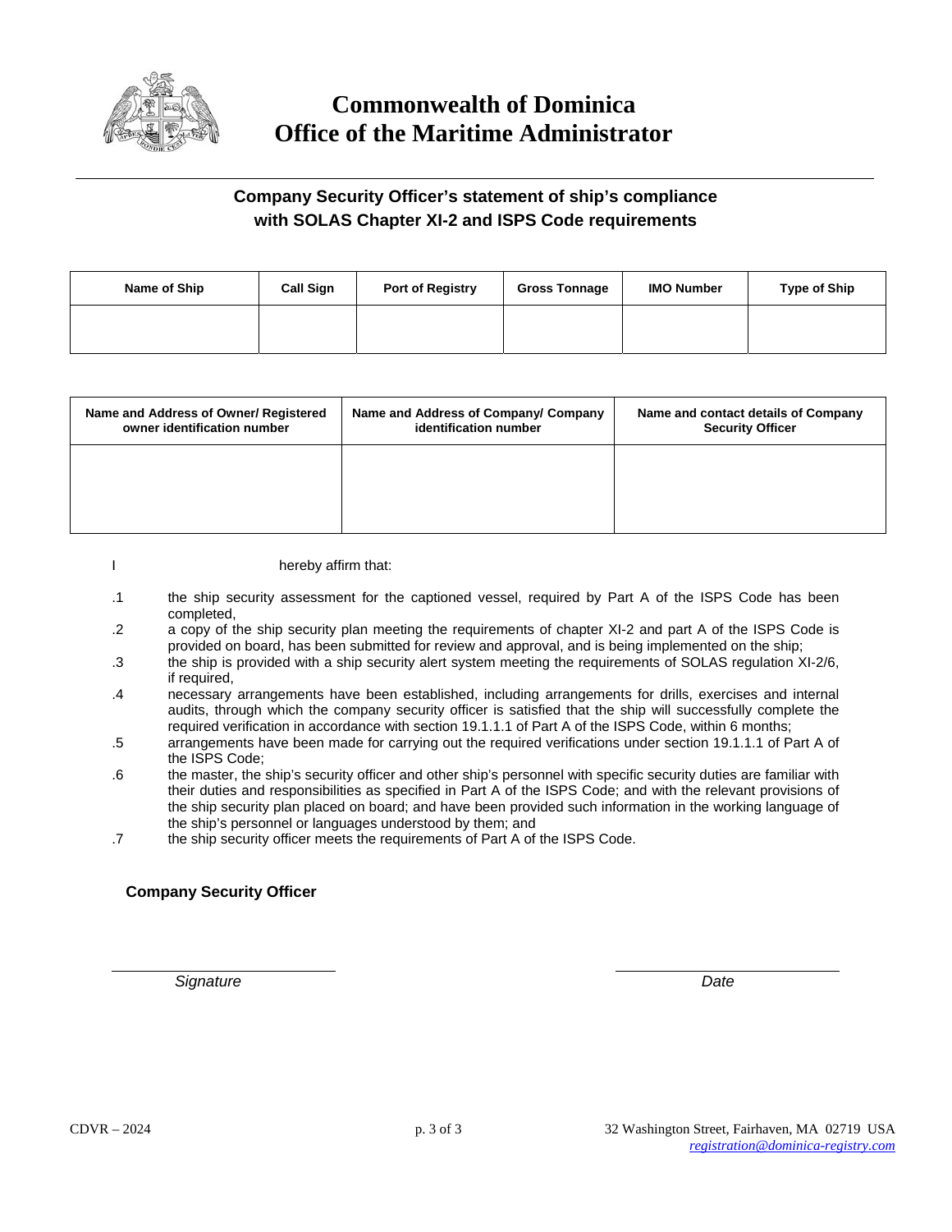# Commonwealth of Dominica
# Office of the Maritime Administrator

---

## Company Security Officer's statement of ship's compliance with SOLAS Chapter XI-2 and ISPS Code requirements

| Name of Ship | Call Sign | Port of Registry | Gross Tonnage | IMO Number | Type of Ship |
|---|---|---|---|---|---|
| | | | | | |

| Name and Address of Owner/ Registered owner identification number | Name and Address of Company/ Company identification number | Name and contact details of Company Security Officer |
|---|---|---|
| | | |

I                     hereby affirm that:

.1 the ship security assessment for the captioned vessel, required by Part A of the ISPS Code has been completed,

.2 a copy of the ship security plan meeting the requirements of chapter XI-2 and part A of the ISPS Code is provided on board, has been submitted for review and approval, and is being implemented on the ship;

.3 the ship is provided with a ship security alert system meeting the requirements of SOLAS regulation XI-2/6, if required,

.4 necessary arrangements have been established, including arrangements for drills, exercises and internal audits, through which the company security officer is satisfied that the ship will successfully complete the required verification in accordance with section 19.1.1.1 of Part A of the ISPS Code, within 6 months;

.5 arrangements have been made for carrying out the required verifications under section 19.1.1.1 of Part A of the ISPS Code;

.6 the master, the ship's security officer and other ship's personnel with specific security duties are familiar with their duties and responsibilities as specified in Part A of the ISPS Code; and with the relevant provisions of the ship security plan placed on board; and have been provided such information in the working language of the ship's personnel or languages understood by them; and

.7 the ship security officer meets the requirements of Part A of the ISPS Code.

**Company Security Officer**

_________________________ *Signature*

_________________________ *Date*

CDVR – 2024

32 Washington Street, Fairhaven, MA 02719 USA
registration@dominica-registry.com